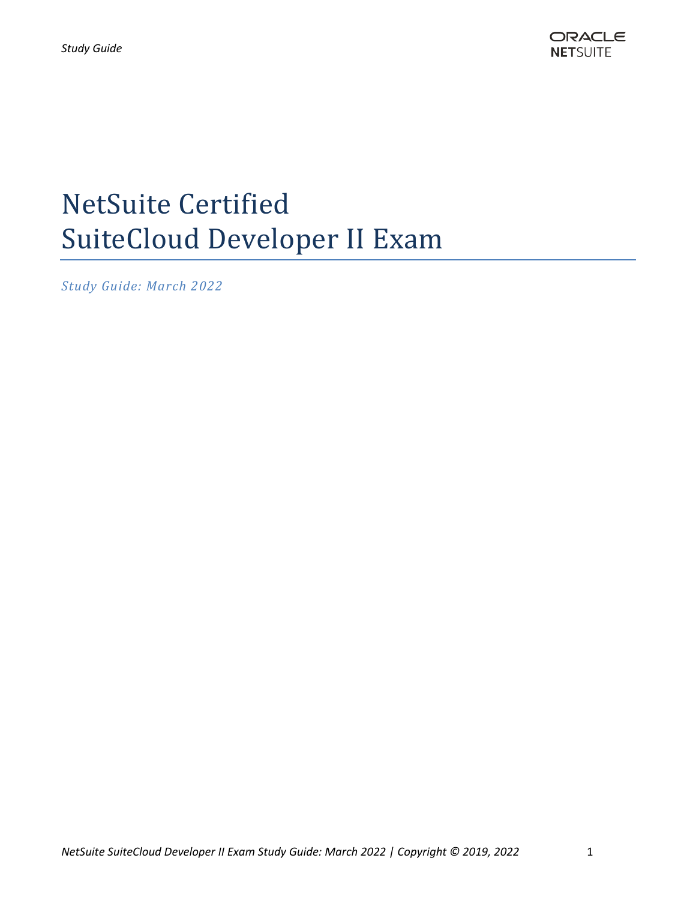# NetSuite Certified SuiteCloud Developer II Exam

*Study Guide: March 2022*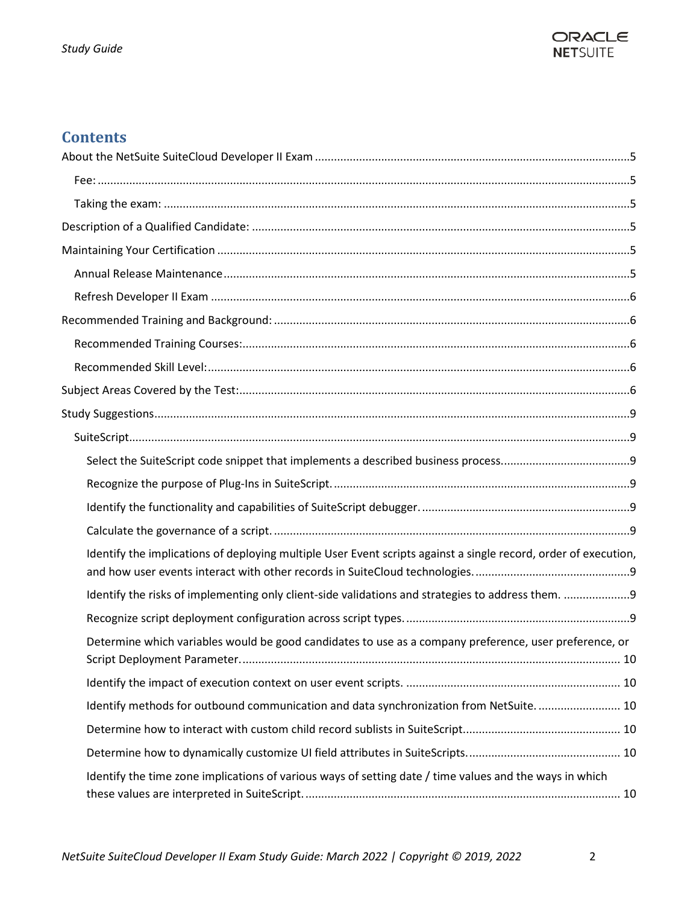## Contents

- About the NetSuite SuiteCloud Developer II Exam .......... 5
  - Fee: .......... 5
  - Taking the exam: .......... 5
- Description of a Qualified Candidate: .......... 5
- Maintaining Your Certification .......... 5
  - Annual Release Maintenance .......... 5
  - Refresh Developer II Exam .......... 6
- Recommended Training and Background: .......... 6
  - Recommended Training Courses: .......... 6
  - Recommended Skill Level: .......... 6
- Subject Areas Covered by the Test: .......... 6
- Study Suggestions .......... 9
  - SuiteScript .......... 9
    - Select the SuiteScript code snippet that implements a described business process. .......... 9
    - Recognize the purpose of Plug-Ins in SuiteScript. .......... 9
    - Identify the functionality and capabilities of SuiteScript debugger. .......... 9
    - Calculate the governance of a script. .......... 9
    - Identify the implications of deploying multiple User Event scripts against a single record, order of execution, and how user events interact with other records in SuiteCloud technologies. .......... 9
    - Identify the risks of implementing only client-side validations and strategies to address them. .......... 9
    - Recognize script deployment configuration across script types. .......... 9
    - Determine which variables would be good candidates to use as a company preference, user preference, or Script Deployment Parameter. .......... 10
    - Identify the impact of execution context on user event scripts. .......... 10
    - Identify methods for outbound communication and data synchronization from NetSuite. .......... 10
    - Determine how to interact with custom child record sublists in SuiteScript. .......... 10
    - Determine how to dynamically customize UI field attributes in SuiteScripts. .......... 10
    - Identify the time zone implications of various ways of setting date / time values and the ways in which these values are interpreted in SuiteScript. .......... 10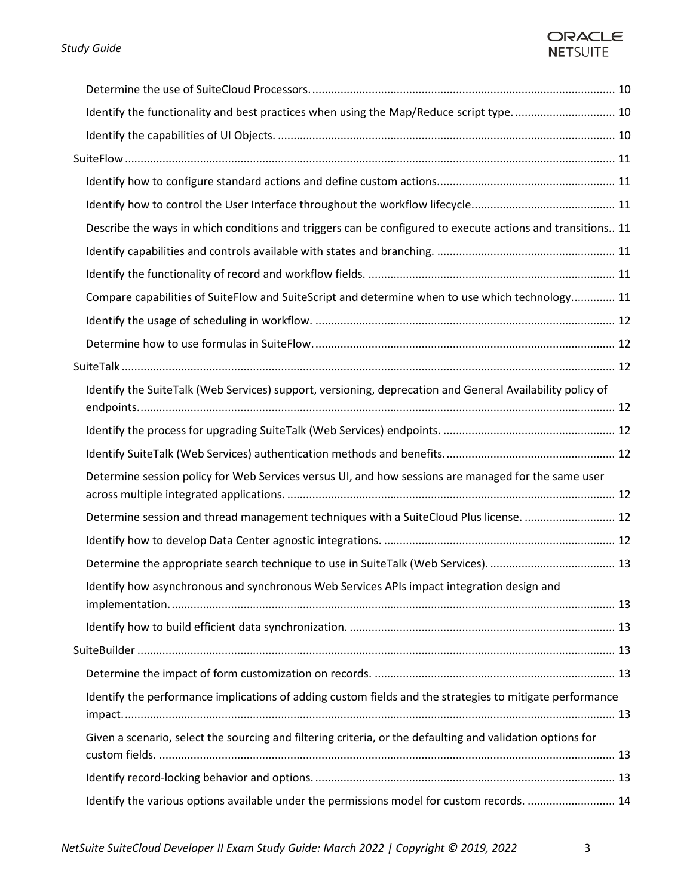- Determine the use of SuiteCloud Processors. 10
- Identify the functionality and best practices when using the Map/Reduce script type. 10
- Identify the capabilities of UI Objects. 10

SuiteFlow 11

- Identify how to configure standard actions and define custom actions. 11
- Identify how to control the User Interface throughout the workflow lifecycle. 11
- Describe the ways in which conditions and triggers can be configured to execute actions and transitions. 11
- Identify capabilities and controls available with states and branching. 11
- Identify the functionality of record and workflow fields. 11
- Compare capabilities of SuiteFlow and SuiteScript and determine when to use which technology. 11
- Identify the usage of scheduling in workflow. 12
- Determine how to use formulas in SuiteFlow. 12

SuiteTalk 12

- Identify the SuiteTalk (Web Services) support, versioning, deprecation and General Availability policy of endpoints. 12
- Identify the process for upgrading SuiteTalk (Web Services) endpoints. 12
- Identify SuiteTalk (Web Services) authentication methods and benefits. 12
- Determine session policy for Web Services versus UI, and how sessions are managed for the same user across multiple integrated applications. 12
- Determine session and thread management techniques with a SuiteCloud Plus license. 12
- Identify how to develop Data Center agnostic integrations. 12
- Determine the appropriate search technique to use in SuiteTalk (Web Services). 13
- Identify how asynchronous and synchronous Web Services APIs impact integration design and implementation. 13
- Identify how to build efficient data synchronization. 13

SuiteBuilder 13

- Determine the impact of form customization on records. 13
- Identify the performance implications of adding custom fields and the strategies to mitigate performance impact. 13
- Given a scenario, select the sourcing and filtering criteria, or the defaulting and validation options for custom fields. 13
- Identify record-locking behavior and options. 13
- Identify the various options available under the permissions model for custom records. 14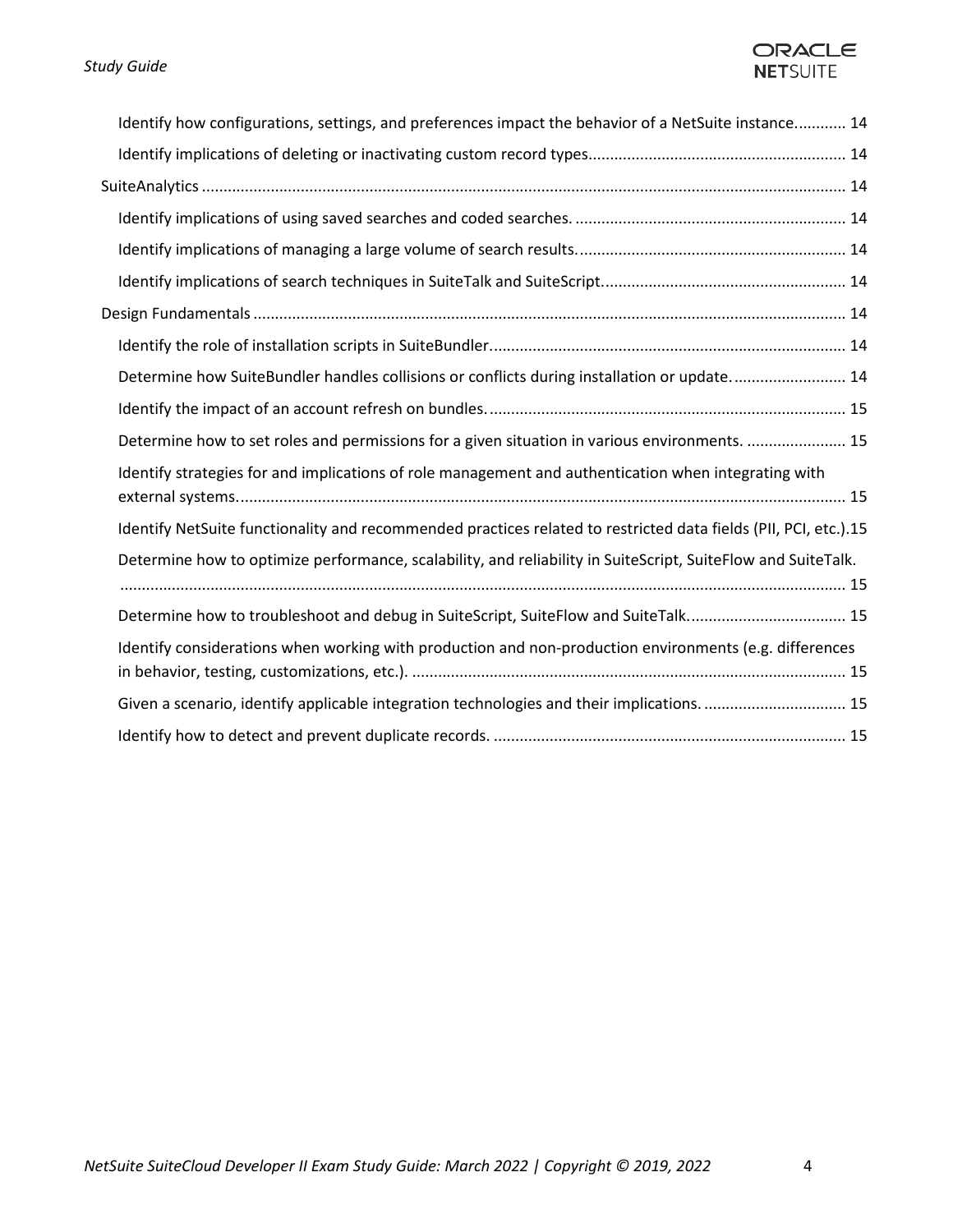- Identify how configurations, settings, and preferences impact the behavior of a NetSuite instance............ 14
- Identify implications of deleting or inactivating custom record types........................................................... 14

SuiteAnalytics .................................................................................................................................................... 14

- Identify implications of using saved searches and coded searches. .............................................................. 14
- Identify implications of managing a large volume of search results.............................................................. 14
- Identify implications of search techniques in SuiteTalk and SuiteScript........................................................ 14

Design Fundamentals ......................................................................................................................................... 14

- Identify the role of installation scripts in SuiteBundler.................................................................................. 14
- Determine how SuiteBundler handles collisions or conflicts during installation or update.......................... 14
- Identify the impact of an account refresh on bundles................................................................................... 15
- Determine how to set roles and permissions for a given situation in various environments. ....................... 15
- Identify strategies for and implications of role management and authentication when integrating with external systems............................................................................................................................................ 15
- Identify NetSuite functionality and recommended practices related to restricted data fields (PII, PCI, etc.).15
- Determine how to optimize performance, scalability, and reliability in SuiteScript, SuiteFlow and SuiteTalk. ...................................................................................................................................................................... 15
- Determine how to troubleshoot and debug in SuiteScript, SuiteFlow and SuiteTalk.................................... 15
- Identify considerations when working with production and non-production environments (e.g. differences in behavior, testing, customizations, etc.). .................................................................................................... 15
- Given a scenario, identify applicable integration technologies and their implications. ................................. 15
- Identify how to detect and prevent duplicate records. ................................................................................. 15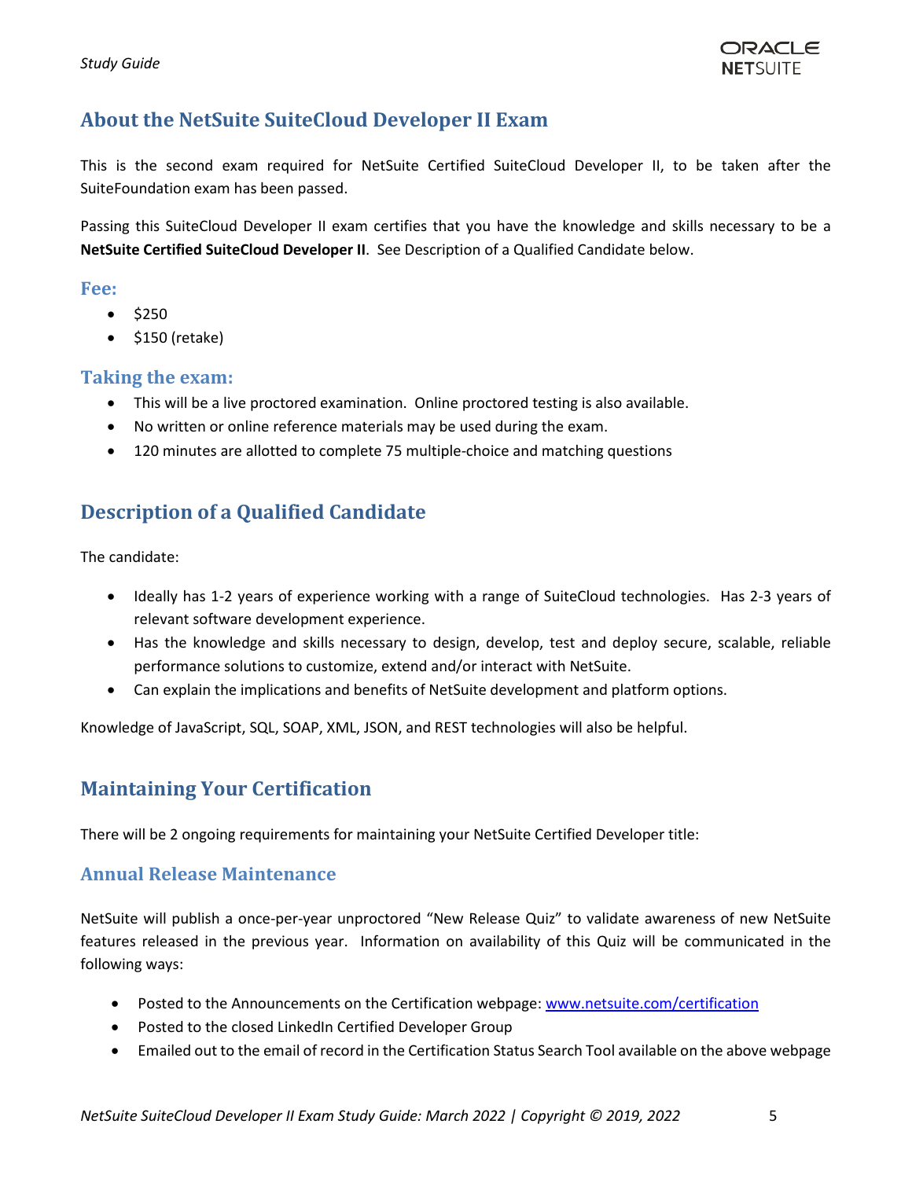## About the NetSuite SuiteCloud Developer II Exam

This is the second exam required for NetSuite Certified SuiteCloud Developer II, to be taken after the SuiteFoundation exam has been passed.

Passing this SuiteCloud Developer II exam certifies that you have the knowledge and skills necessary to be a **NetSuite Certified SuiteCloud Developer II**. See Description of a Qualified Candidate below.

### Fee:

- $250
- $150 (retake)

### Taking the exam:

- This will be a live proctored examination. Online proctored testing is also available.
- No written or online reference materials may be used during the exam.
- 120 minutes are allotted to complete 75 multiple-choice and matching questions

## Description of a Qualified Candidate

The candidate:

- Ideally has 1-2 years of experience working with a range of SuiteCloud technologies. Has 2-3 years of relevant software development experience.
- Has the knowledge and skills necessary to design, develop, test and deploy secure, scalable, reliable performance solutions to customize, extend and/or interact with NetSuite.
- Can explain the implications and benefits of NetSuite development and platform options.

Knowledge of JavaScript, SQL, SOAP, XML, JSON, and REST technologies will also be helpful.

## Maintaining Your Certification

There will be 2 ongoing requirements for maintaining your NetSuite Certified Developer title:

### Annual Release Maintenance

NetSuite will publish a once-per-year unproctored "New Release Quiz" to validate awareness of new NetSuite features released in the previous year. Information on availability of this Quiz will be communicated in the following ways:

- Posted to the Announcements on the Certification webpage: [www.netsuite.com/certification](http://www.netsuite.com/certification)
- Posted to the closed LinkedIn Certified Developer Group
- Emailed out to the email of record in the Certification Status Search Tool available on the above webpage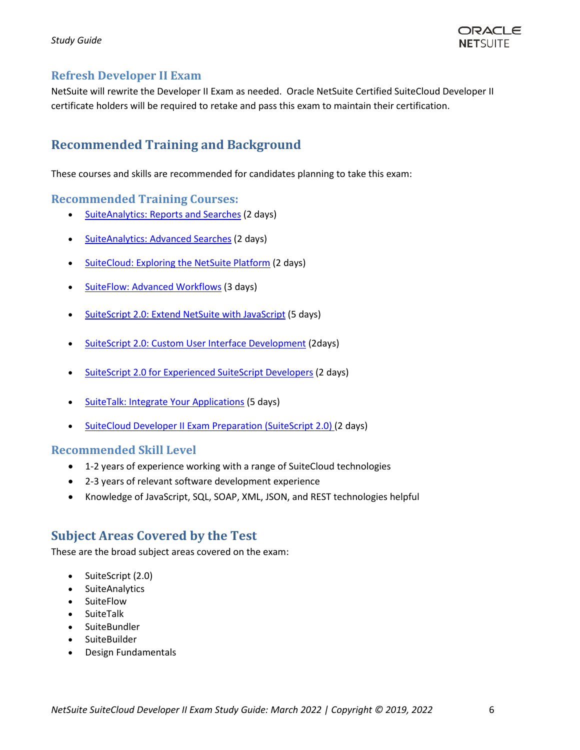### Refresh Developer II Exam

NetSuite will rewrite the Developer II Exam as needed. Oracle NetSuite Certified SuiteCloud Developer II certificate holders will be required to retake and pass this exam to maintain their certification.

## Recommended Training and Background

These courses and skills are recommended for candidates planning to take this exam:

### Recommended Training Courses:

- SuiteAnalytics: Reports and Searches (2 days)
- SuiteAnalytics: Advanced Searches (2 days)
- SuiteCloud: Exploring the NetSuite Platform (2 days)
- SuiteFlow: Advanced Workflows (3 days)
- SuiteScript 2.0: Extend NetSuite with JavaScript (5 days)
- SuiteScript 2.0: Custom User Interface Development (2days)
- SuiteScript 2.0 for Experienced SuiteScript Developers (2 days)
- SuiteTalk: Integrate Your Applications (5 days)
- SuiteCloud Developer II Exam Preparation (SuiteScript 2.0) (2 days)

### Recommended Skill Level

- 1-2 years of experience working with a range of SuiteCloud technologies
- 2-3 years of relevant software development experience
- Knowledge of JavaScript, SQL, SOAP, XML, JSON, and REST technologies helpful

## Subject Areas Covered by the Test

These are the broad subject areas covered on the exam:

- SuiteScript (2.0)
- SuiteAnalytics
- SuiteFlow
- SuiteTalk
- SuiteBundler
- SuiteBuilder
- Design Fundamentals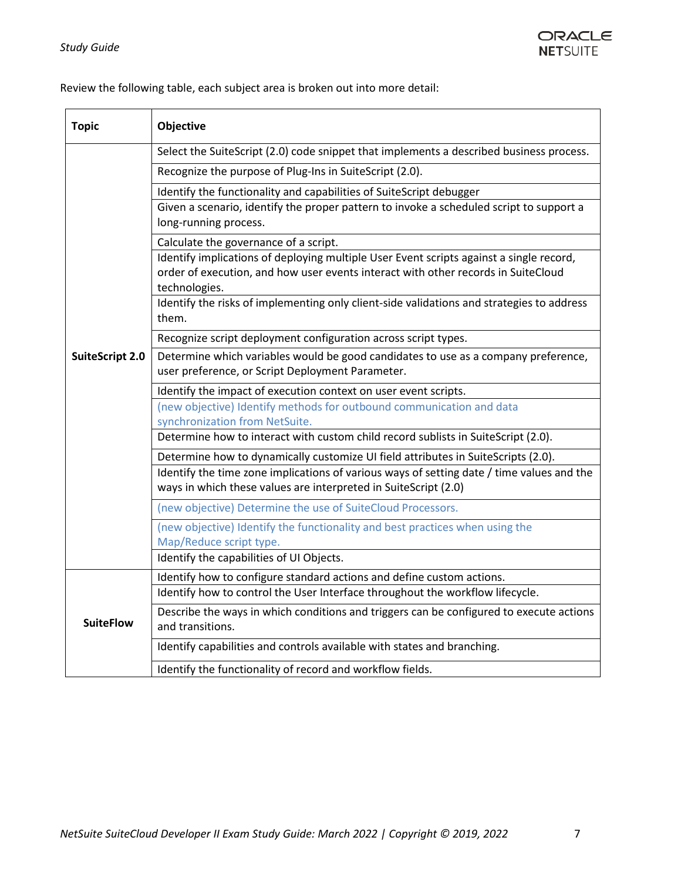Review the following table, each subject area is broken out into more detail:

| Topic | Objective |
| --- | --- |
| SuiteScript 2.0 | Select the SuiteScript (2.0) code snippet that implements a described business process. |
| | Recognize the purpose of Plug-Ins in SuiteScript (2.0). |
| | Identify the functionality and capabilities of SuiteScript debugger |
| | Given a scenario, identify the proper pattern to invoke a scheduled script to support a long-running process. |
| | Calculate the governance of a script. |
| | Identify implications of deploying multiple User Event scripts against a single record, order of execution, and how user events interact with other records in SuiteCloud technologies. |
| | Identify the risks of implementing only client-side validations and strategies to address them. |
| | Recognize script deployment configuration across script types. |
| | Determine which variables would be good candidates to use as a company preference, user preference, or Script Deployment Parameter. |
| | Identify the impact of execution context on user event scripts. |
| | (new objective) Identify methods for outbound communication and data synchronization from NetSuite. |
| | Determine how to interact with custom child record sublists in SuiteScript (2.0). |
| | Determine how to dynamically customize UI field attributes in SuiteScripts (2.0). |
| | Identify the time zone implications of various ways of setting date / time values and the ways in which these values are interpreted in SuiteScript (2.0) |
| | (new objective) Determine the use of SuiteCloud Processors. |
| | (new objective) Identify the functionality and best practices when using the Map/Reduce script type. |
| | Identify the capabilities of UI Objects. |
| SuiteFlow | Identify how to configure standard actions and define custom actions. |
| | Identify how to control the User Interface throughout the workflow lifecycle. |
| | Describe the ways in which conditions and triggers can be configured to execute actions and transitions. |
| | Identify capabilities and controls available with states and branching. |
| | Identify the functionality of record and workflow fields. |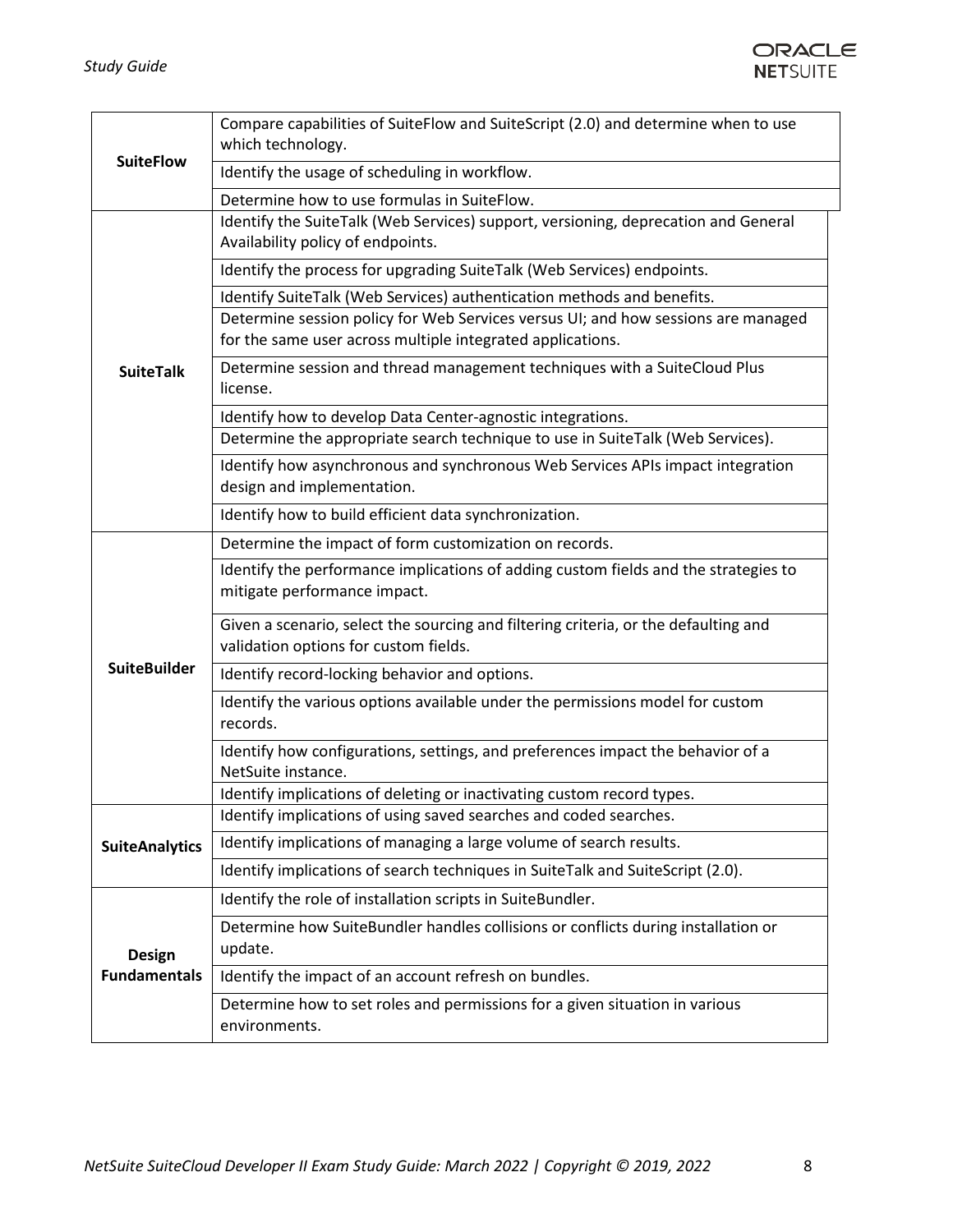| | |
|---|---|
| **SuiteFlow** | Compare capabilities of SuiteFlow and SuiteScript (2.0) and determine when to use which technology. |
| | Identify the usage of scheduling in workflow. |
| | Determine how to use formulas in SuiteFlow. |
| **SuiteTalk** | Identify the SuiteTalk (Web Services) support, versioning, deprecation and General Availability policy of endpoints. |
| | Identify the process for upgrading SuiteTalk (Web Services) endpoints. |
| | Identify SuiteTalk (Web Services) authentication methods and benefits. |
| | Determine session policy for Web Services versus UI; and how sessions are managed for the same user across multiple integrated applications. |
| | Determine session and thread management techniques with a SuiteCloud Plus license. |
| | Identify how to develop Data Center-agnostic integrations. |
| | Determine the appropriate search technique to use in SuiteTalk (Web Services). |
| | Identify how asynchronous and synchronous Web Services APIs impact integration design and implementation. |
| | Identify how to build efficient data synchronization. |
| **SuiteBuilder** | Determine the impact of form customization on records. |
| | Identify the performance implications of adding custom fields and the strategies to mitigate performance impact. |
| | Given a scenario, select the sourcing and filtering criteria, or the defaulting and validation options for custom fields. |
| | Identify record-locking behavior and options. |
| | Identify the various options available under the permissions model for custom records. |
| | Identify how configurations, settings, and preferences impact the behavior of a NetSuite instance. |
| | Identify implications of deleting or inactivating custom record types. |
| **SuiteAnalytics** | Identify implications of using saved searches and coded searches. |
| | Identify implications of managing a large volume of search results. |
| | Identify implications of search techniques in SuiteTalk and SuiteScript (2.0). |
| **Design Fundamentals** | Identify the role of installation scripts in SuiteBundler. |
| | Determine how SuiteBundler handles collisions or conflicts during installation or update. |
| | Identify the impact of an account refresh on bundles. |
| | Determine how to set roles and permissions for a given situation in various environments. |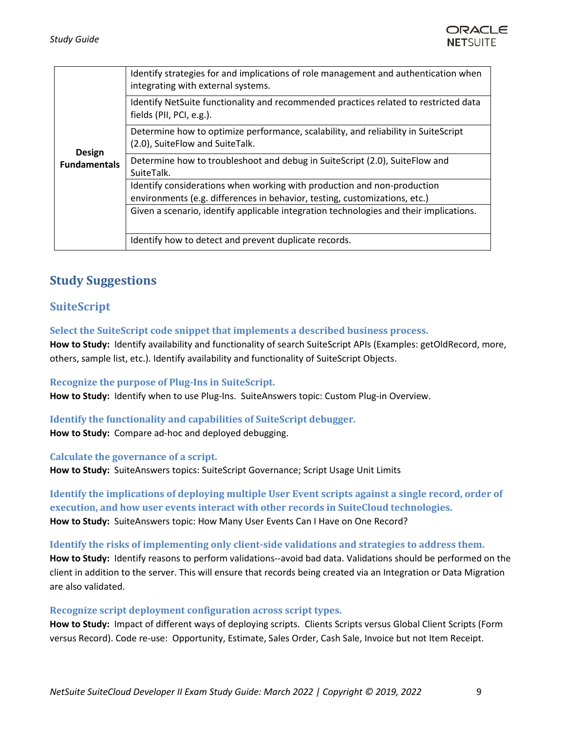| | |
|---|---|
| **Design Fundamentals** | Identify strategies for and implications of role management and authentication when integrating with external systems. |
| | Identify NetSuite functionality and recommended practices related to restricted data fields (PII, PCI, e.g.). |
| | Determine how to optimize performance, scalability, and reliability in SuiteScript (2.0), SuiteFlow and SuiteTalk. |
| | Determine how to troubleshoot and debug in SuiteScript (2.0), SuiteFlow and SuiteTalk. |
| | Identify considerations when working with production and non-production environments (e.g. differences in behavior, testing, customizations, etc.) |
| | Given a scenario, identify applicable integration technologies and their implications. |
| | Identify how to detect and prevent duplicate records. |

## Study Suggestions

### SuiteScript

#### Select the SuiteScript code snippet that implements a described business process.

**How to Study:** Identify availability and functionality of search SuiteScript APIs (Examples: getOldRecord, more, others, sample list, etc.). Identify availability and functionality of SuiteScript Objects.

#### Recognize the purpose of Plug-Ins in SuiteScript.

**How to Study:** Identify when to use Plug-Ins. SuiteAnswers topic: Custom Plug-in Overview.

#### Identify the functionality and capabilities of SuiteScript debugger.

**How to Study:** Compare ad-hoc and deployed debugging.

#### Calculate the governance of a script.

**How to Study:** SuiteAnswers topics: SuiteScript Governance; Script Usage Unit Limits

#### Identify the implications of deploying multiple User Event scripts against a single record, order of execution, and how user events interact with other records in SuiteCloud technologies.

**How to Study:** SuiteAnswers topic: How Many User Events Can I Have on One Record?

#### Identify the risks of implementing only client-side validations and strategies to address them.

**How to Study:** Identify reasons to perform validations--avoid bad data. Validations should be performed on the client in addition to the server. This will ensure that records being created via an Integration or Data Migration are also validated.

#### Recognize script deployment configuration across script types.

**How to Study:** Impact of different ways of deploying scripts. Clients Scripts versus Global Client Scripts (Form versus Record). Code re-use: Opportunity, Estimate, Sales Order, Cash Sale, Invoice but not Item Receipt.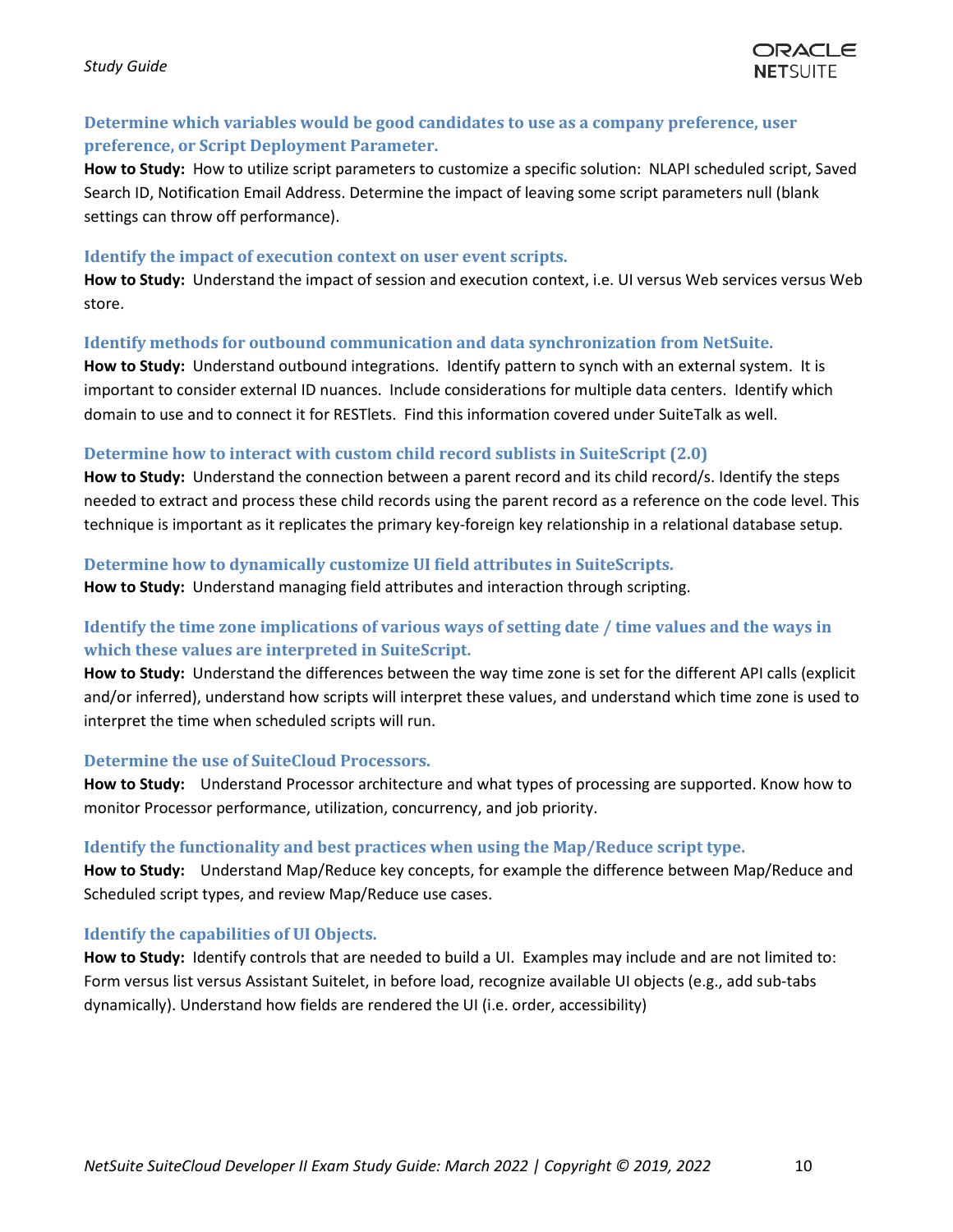### Determine which variables would be good candidates to use as a company preference, user preference, or Script Deployment Parameter.

**How to Study:** How to utilize script parameters to customize a specific solution: NLAPI scheduled script, Saved Search ID, Notification Email Address. Determine the impact of leaving some script parameters null (blank settings can throw off performance).

### Identify the impact of execution context on user event scripts.

**How to Study:** Understand the impact of session and execution context, i.e. UI versus Web services versus Web store.

### Identify methods for outbound communication and data synchronization from NetSuite.

**How to Study:** Understand outbound integrations. Identify pattern to synch with an external system. It is important to consider external ID nuances. Include considerations for multiple data centers. Identify which domain to use and to connect it for RESTlets. Find this information covered under SuiteTalk as well.

### Determine how to interact with custom child record sublists in SuiteScript (2.0)

**How to Study:** Understand the connection between a parent record and its child record/s. Identify the steps needed to extract and process these child records using the parent record as a reference on the code level. This technique is important as it replicates the primary key-foreign key relationship in a relational database setup.

### Determine how to dynamically customize UI field attributes in SuiteScripts.

**How to Study:** Understand managing field attributes and interaction through scripting.

### Identify the time zone implications of various ways of setting date / time values and the ways in which these values are interpreted in SuiteScript.

**How to Study:** Understand the differences between the way time zone is set for the different API calls (explicit and/or inferred), understand how scripts will interpret these values, and understand which time zone is used to interpret the time when scheduled scripts will run.

### Determine the use of SuiteCloud Processors.

**How to Study:** Understand Processor architecture and what types of processing are supported. Know how to monitor Processor performance, utilization, concurrency, and job priority.

### Identify the functionality and best practices when using the Map/Reduce script type.

**How to Study:** Understand Map/Reduce key concepts, for example the difference between Map/Reduce and Scheduled script types, and review Map/Reduce use cases.

### Identify the capabilities of UI Objects.

**How to Study:** Identify controls that are needed to build a UI. Examples may include and are not limited to: Form versus list versus Assistant Suitelet, in before load, recognize available UI objects (e.g., add sub-tabs dynamically). Understand how fields are rendered the UI (i.e. order, accessibility)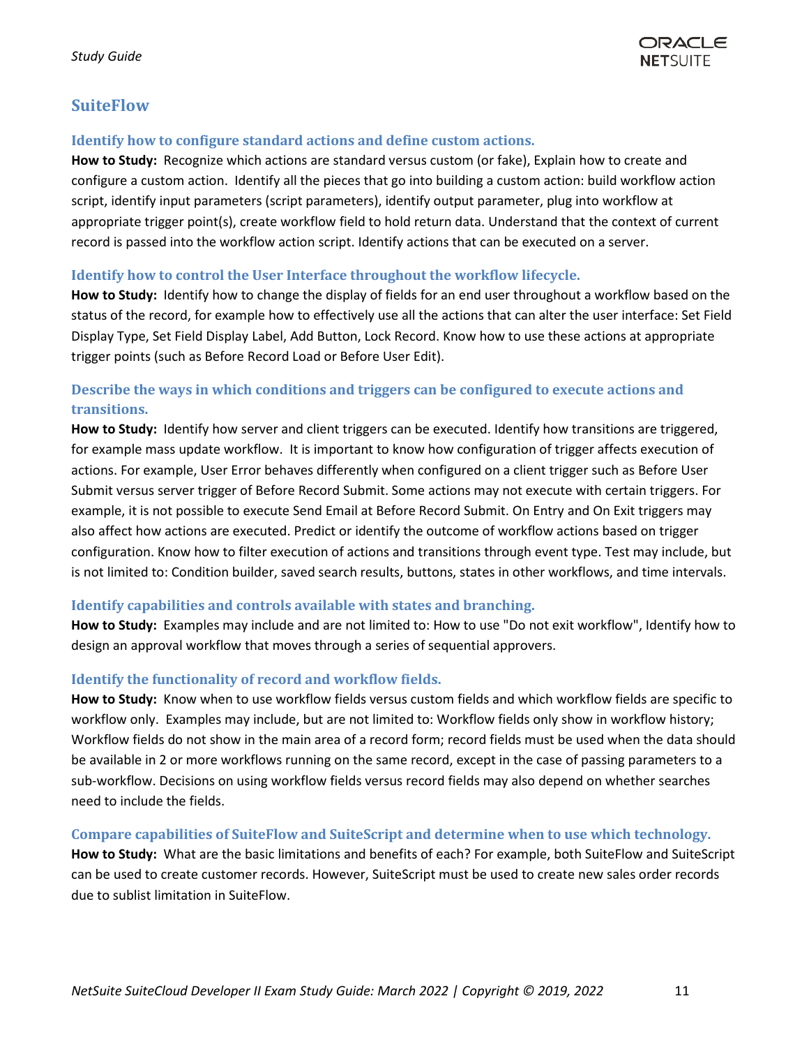## SuiteFlow

### Identify how to configure standard actions and define custom actions.

**How to Study:** Recognize which actions are standard versus custom (or fake), Explain how to create and configure a custom action. Identify all the pieces that go into building a custom action: build workflow action script, identify input parameters (script parameters), identify output parameter, plug into workflow at appropriate trigger point(s), create workflow field to hold return data. Understand that the context of current record is passed into the workflow action script. Identify actions that can be executed on a server.

### Identify how to control the User Interface throughout the workflow lifecycle.

**How to Study:** Identify how to change the display of fields for an end user throughout a workflow based on the status of the record, for example how to effectively use all the actions that can alter the user interface: Set Field Display Type, Set Field Display Label, Add Button, Lock Record. Know how to use these actions at appropriate trigger points (such as Before Record Load or Before User Edit).

### Describe the ways in which conditions and triggers can be configured to execute actions and transitions.

**How to Study:** Identify how server and client triggers can be executed. Identify how transitions are triggered, for example mass update workflow. It is important to know how configuration of trigger affects execution of actions. For example, User Error behaves differently when configured on a client trigger such as Before User Submit versus server trigger of Before Record Submit. Some actions may not execute with certain triggers. For example, it is not possible to execute Send Email at Before Record Submit. On Entry and On Exit triggers may also affect how actions are executed. Predict or identify the outcome of workflow actions based on trigger configuration. Know how to filter execution of actions and transitions through event type. Test may include, but is not limited to: Condition builder, saved search results, buttons, states in other workflows, and time intervals.

### Identify capabilities and controls available with states and branching.

**How to Study:** Examples may include and are not limited to: How to use "Do not exit workflow", Identify how to design an approval workflow that moves through a series of sequential approvers.

### Identify the functionality of record and workflow fields.

**How to Study:** Know when to use workflow fields versus custom fields and which workflow fields are specific to workflow only. Examples may include, but are not limited to: Workflow fields only show in workflow history; Workflow fields do not show in the main area of a record form; record fields must be used when the data should be available in 2 or more workflows running on the same record, except in the case of passing parameters to a sub-workflow. Decisions on using workflow fields versus record fields may also depend on whether searches need to include the fields.

### Compare capabilities of SuiteFlow and SuiteScript and determine when to use which technology.

**How to Study:** What are the basic limitations and benefits of each? For example, both SuiteFlow and SuiteScript can be used to create customer records. However, SuiteScript must be used to create new sales order records due to sublist limitation in SuiteFlow.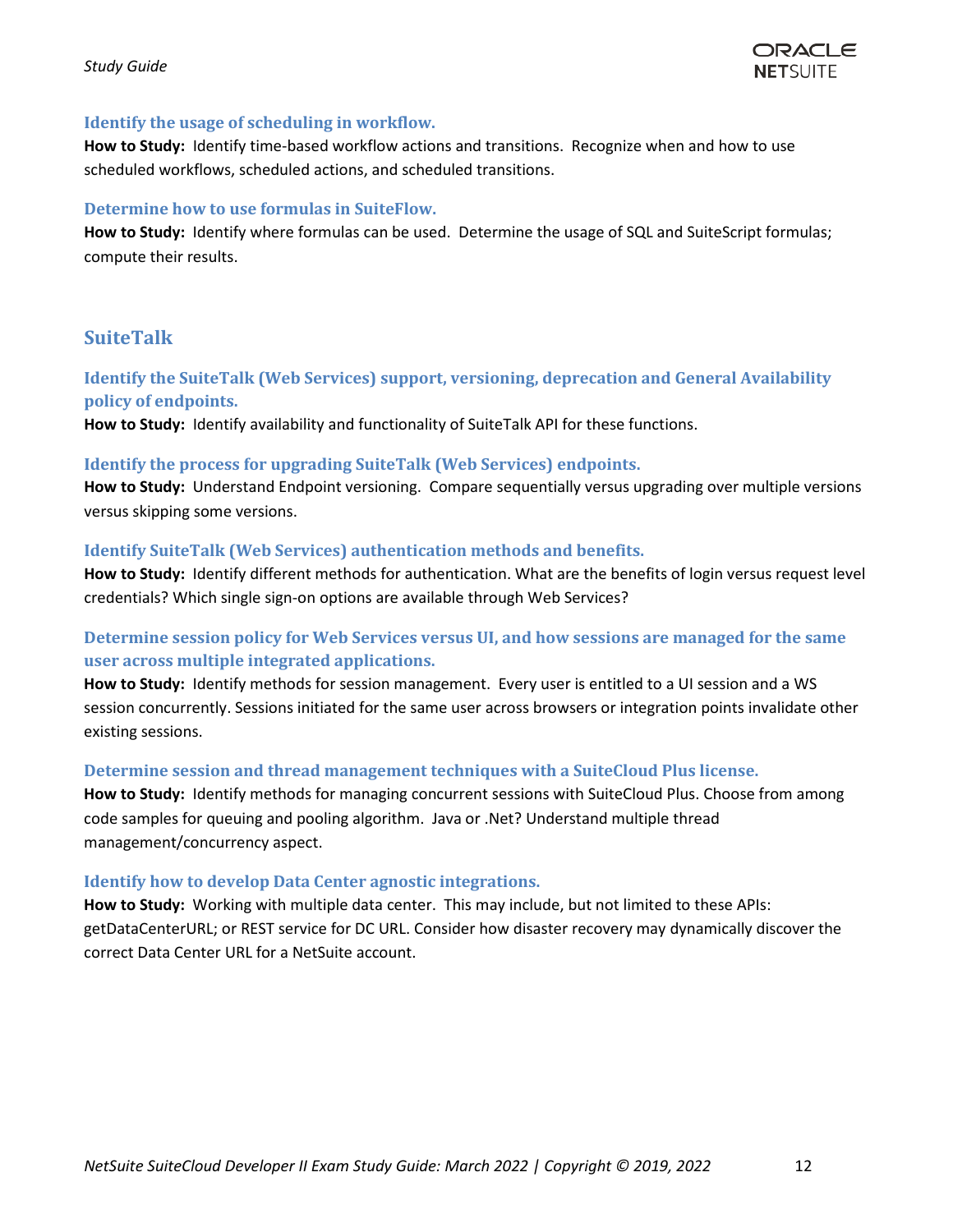### Identify the usage of scheduling in workflow.

**How to Study:** Identify time-based workflow actions and transitions. Recognize when and how to use scheduled workflows, scheduled actions, and scheduled transitions.

### Determine how to use formulas in SuiteFlow.

**How to Study:** Identify where formulas can be used. Determine the usage of SQL and SuiteScript formulas; compute their results.

## SuiteTalk

### Identify the SuiteTalk (Web Services) support, versioning, deprecation and General Availability policy of endpoints.

**How to Study:** Identify availability and functionality of SuiteTalk API for these functions.

### Identify the process for upgrading SuiteTalk (Web Services) endpoints.

**How to Study:** Understand Endpoint versioning. Compare sequentially versus upgrading over multiple versions versus skipping some versions.

### Identify SuiteTalk (Web Services) authentication methods and benefits.

**How to Study:** Identify different methods for authentication. What are the benefits of login versus request level credentials? Which single sign-on options are available through Web Services?

### Determine session policy for Web Services versus UI, and how sessions are managed for the same user across multiple integrated applications.

**How to Study:** Identify methods for session management. Every user is entitled to a UI session and a WS session concurrently. Sessions initiated for the same user across browsers or integration points invalidate other existing sessions.

### Determine session and thread management techniques with a SuiteCloud Plus license.

**How to Study:** Identify methods for managing concurrent sessions with SuiteCloud Plus. Choose from among code samples for queuing and pooling algorithm. Java or .Net? Understand multiple thread management/concurrency aspect.

### Identify how to develop Data Center agnostic integrations.

**How to Study:** Working with multiple data center. This may include, but not limited to these APIs: getDataCenterURL; or REST service for DC URL. Consider how disaster recovery may dynamically discover the correct Data Center URL for a NetSuite account.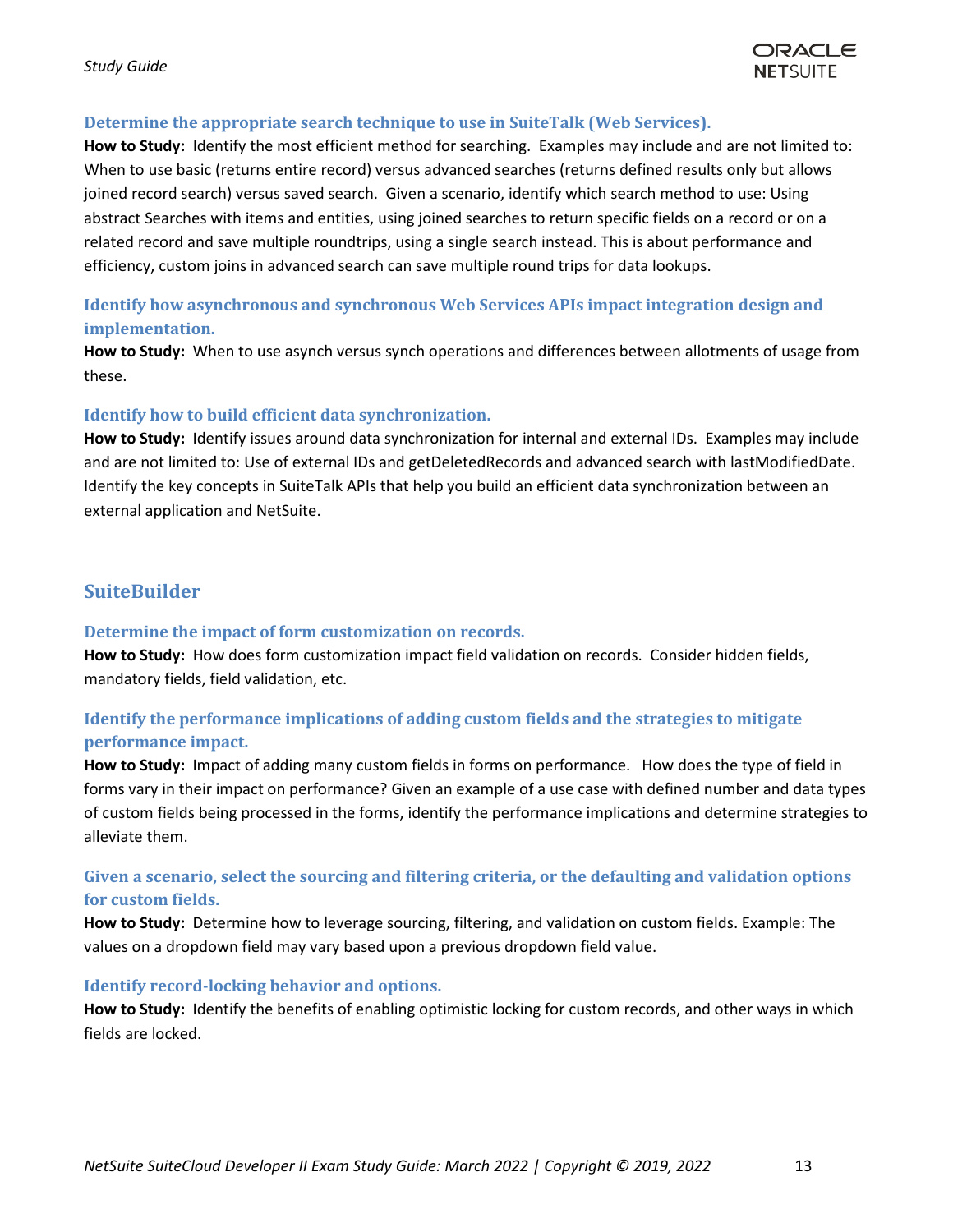### Determine the appropriate search technique to use in SuiteTalk (Web Services).

**How to Study:** Identify the most efficient method for searching. Examples may include and are not limited to: When to use basic (returns entire record) versus advanced searches (returns defined results only but allows joined record search) versus saved search. Given a scenario, identify which search method to use: Using abstract Searches with items and entities, using joined searches to return specific fields on a record or on a related record and save multiple roundtrips, using a single search instead. This is about performance and efficiency, custom joins in advanced search can save multiple round trips for data lookups.

### Identify how asynchronous and synchronous Web Services APIs impact integration design and implementation.

**How to Study:** When to use asynch versus synch operations and differences between allotments of usage from these.

### Identify how to build efficient data synchronization.

**How to Study:** Identify issues around data synchronization for internal and external IDs. Examples may include and are not limited to: Use of external IDs and getDeletedRecords and advanced search with lastModifiedDate. Identify the key concepts in SuiteTalk APIs that help you build an efficient data synchronization between an external application and NetSuite.

## SuiteBuilder

### Determine the impact of form customization on records.

**How to Study:** How does form customization impact field validation on records. Consider hidden fields, mandatory fields, field validation, etc.

### Identify the performance implications of adding custom fields and the strategies to mitigate performance impact.

**How to Study:** Impact of adding many custom fields in forms on performance. How does the type of field in forms vary in their impact on performance? Given an example of a use case with defined number and data types of custom fields being processed in the forms, identify the performance implications and determine strategies to alleviate them.

### Given a scenario, select the sourcing and filtering criteria, or the defaulting and validation options for custom fields.

**How to Study:** Determine how to leverage sourcing, filtering, and validation on custom fields. Example: The values on a dropdown field may vary based upon a previous dropdown field value.

### Identify record-locking behavior and options.

**How to Study:** Identify the benefits of enabling optimistic locking for custom records, and other ways in which fields are locked.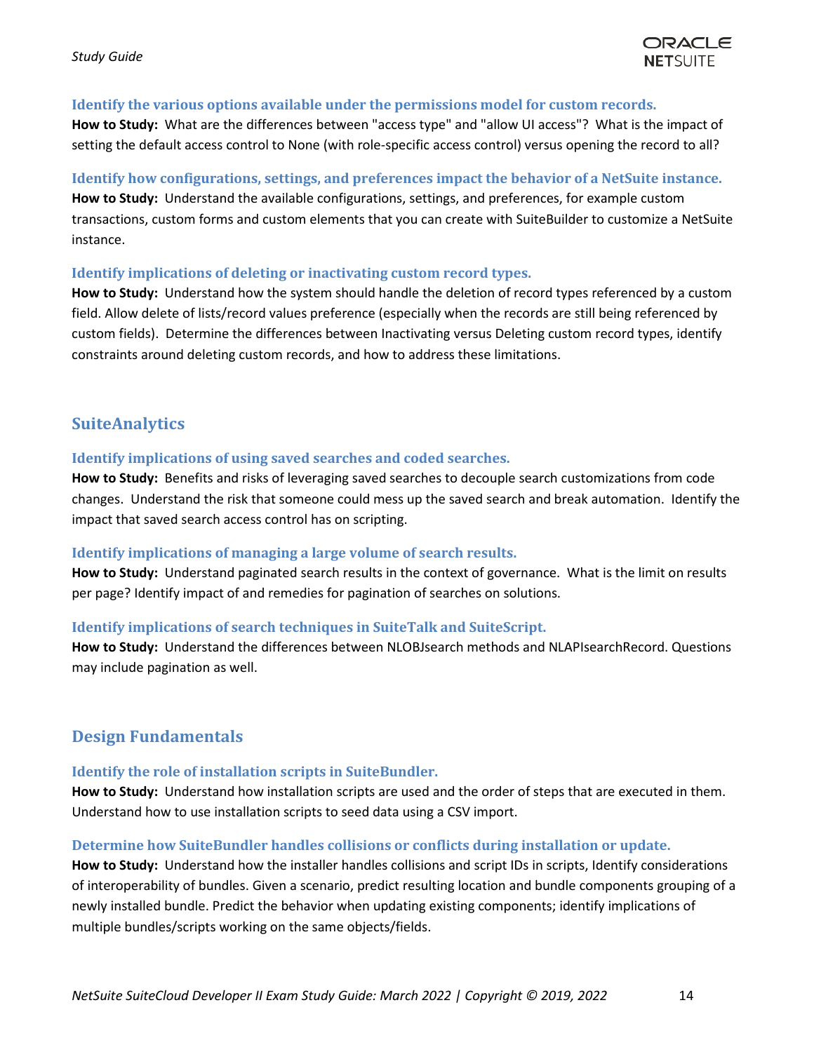### Identify the various options available under the permissions model for custom records.

**How to Study:** What are the differences between "access type" and "allow UI access"? What is the impact of setting the default access control to None (with role-specific access control) versus opening the record to all?

### Identify how configurations, settings, and preferences impact the behavior of a NetSuite instance.

**How to Study:** Understand the available configurations, settings, and preferences, for example custom transactions, custom forms and custom elements that you can create with SuiteBuilder to customize a NetSuite instance.

### Identify implications of deleting or inactivating custom record types.

**How to Study:** Understand how the system should handle the deletion of record types referenced by a custom field. Allow delete of lists/record values preference (especially when the records are still being referenced by custom fields). Determine the differences between Inactivating versus Deleting custom record types, identify constraints around deleting custom records, and how to address these limitations.

## SuiteAnalytics

### Identify implications of using saved searches and coded searches.

**How to Study:** Benefits and risks of leveraging saved searches to decouple search customizations from code changes. Understand the risk that someone could mess up the saved search and break automation. Identify the impact that saved search access control has on scripting.

### Identify implications of managing a large volume of search results.

**How to Study:** Understand paginated search results in the context of governance. What is the limit on results per page? Identify impact of and remedies for pagination of searches on solutions.

### Identify implications of search techniques in SuiteTalk and SuiteScript.

**How to Study:** Understand the differences between NLOBJsearch methods and NLAPIsearchRecord. Questions may include pagination as well.

## Design Fundamentals

### Identify the role of installation scripts in SuiteBundler.

**How to Study:** Understand how installation scripts are used and the order of steps that are executed in them. Understand how to use installation scripts to seed data using a CSV import.

### Determine how SuiteBundler handles collisions or conflicts during installation or update.

**How to Study:** Understand how the installer handles collisions and script IDs in scripts, Identify considerations of interoperability of bundles. Given a scenario, predict resulting location and bundle components grouping of a newly installed bundle. Predict the behavior when updating existing components; identify implications of multiple bundles/scripts working on the same objects/fields.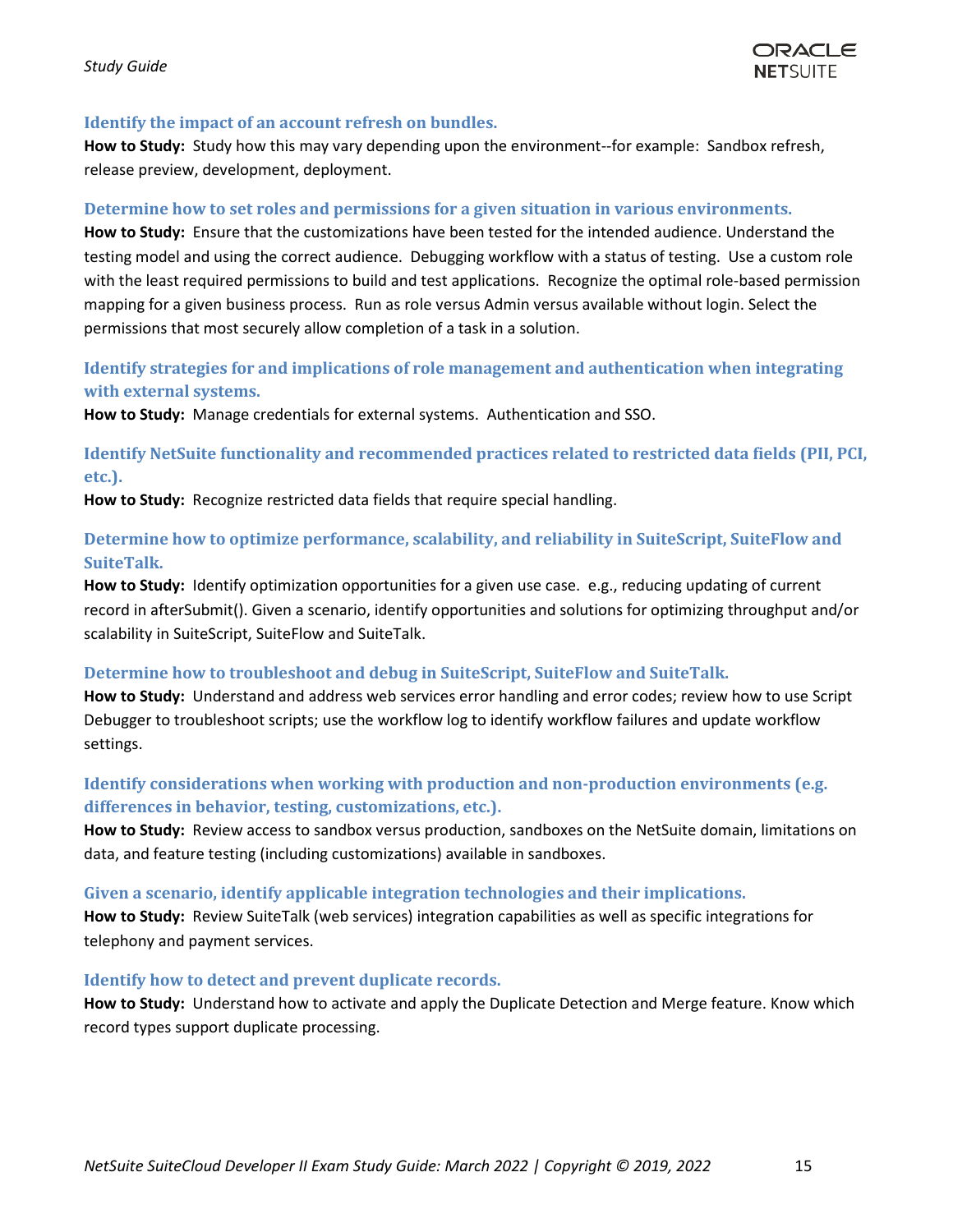### Identify the impact of an account refresh on bundles.

**How to Study:** Study how this may vary depending upon the environment--for example: Sandbox refresh, release preview, development, deployment.

### Determine how to set roles and permissions for a given situation in various environments.

**How to Study:** Ensure that the customizations have been tested for the intended audience. Understand the testing model and using the correct audience. Debugging workflow with a status of testing. Use a custom role with the least required permissions to build and test applications. Recognize the optimal role-based permission mapping for a given business process. Run as role versus Admin versus available without login. Select the permissions that most securely allow completion of a task in a solution.

### Identify strategies for and implications of role management and authentication when integrating with external systems.

**How to Study:** Manage credentials for external systems. Authentication and SSO.

### Identify NetSuite functionality and recommended practices related to restricted data fields (PII, PCI, etc.).

**How to Study:** Recognize restricted data fields that require special handling.

### Determine how to optimize performance, scalability, and reliability in SuiteScript, SuiteFlow and SuiteTalk.

**How to Study:** Identify optimization opportunities for a given use case. e.g., reducing updating of current record in afterSubmit(). Given a scenario, identify opportunities and solutions for optimizing throughput and/or scalability in SuiteScript, SuiteFlow and SuiteTalk.

### Determine how to troubleshoot and debug in SuiteScript, SuiteFlow and SuiteTalk.

**How to Study:** Understand and address web services error handling and error codes; review how to use Script Debugger to troubleshoot scripts; use the workflow log to identify workflow failures and update workflow settings.

### Identify considerations when working with production and non-production environments (e.g. differences in behavior, testing, customizations, etc.).

**How to Study:** Review access to sandbox versus production, sandboxes on the NetSuite domain, limitations on data, and feature testing (including customizations) available in sandboxes.

### Given a scenario, identify applicable integration technologies and their implications.

**How to Study:** Review SuiteTalk (web services) integration capabilities as well as specific integrations for telephony and payment services.

### Identify how to detect and prevent duplicate records.

**How to Study:** Understand how to activate and apply the Duplicate Detection and Merge feature. Know which record types support duplicate processing.